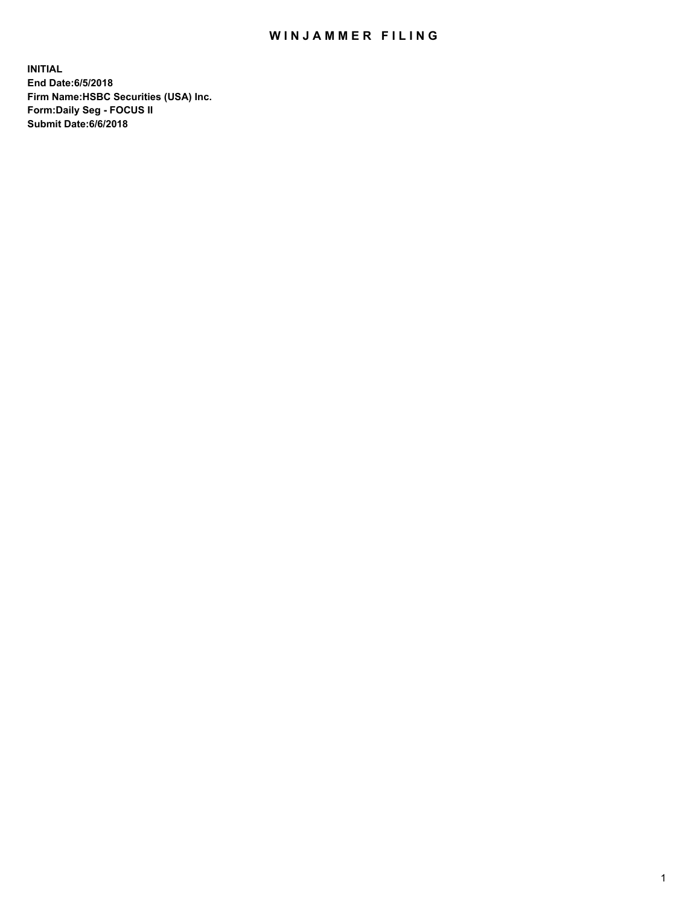# WINJAMMER FILING

**INITIAL**
**End Date:6/5/2018**
**Firm Name:HSBC Securities (USA) Inc.**
**Form:Daily Seg - FOCUS II**
**Submit Date:6/6/2018**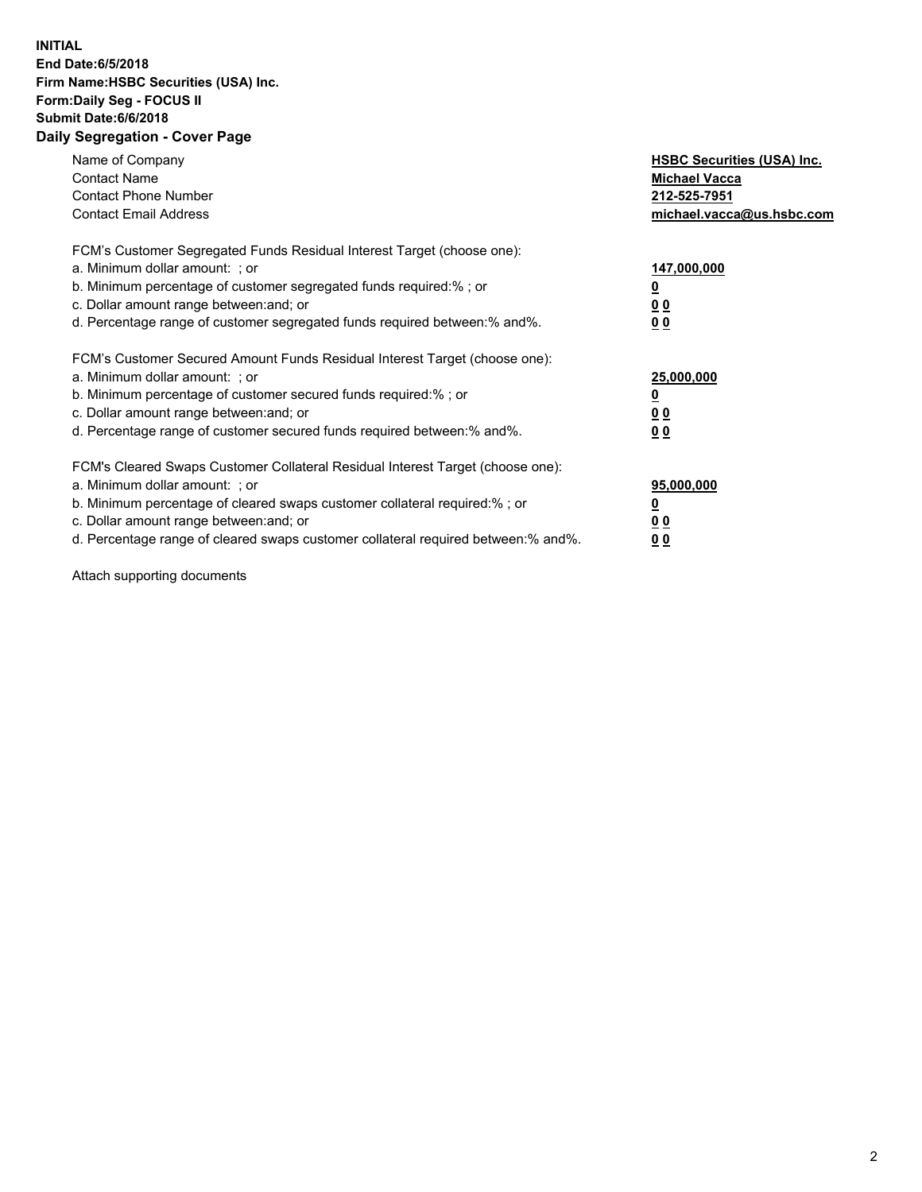**INITIAL**
**End Date:6/5/2018**
**Firm Name:HSBC Securities (USA) Inc.**
**Form:Daily Seg - FOCUS II**
**Submit Date:6/6/2018**

## Daily Segregation - Cover Page

| | |
|---|---|
| Name of Company | **HSBC Securities (USA) Inc.** |
| Contact Name | **Michael Vacca** |
| Contact Phone Number | **212-525-7951** |
| Contact Email Address | **michael.vacca@us.hsbc.com** |

FCM's Customer Segregated Funds Residual Interest Target (choose one):

| | |
|---|---|
| a. Minimum dollar amount: ; or | **147,000,000** |
| b. Minimum percentage of customer segregated funds required:% ; or | **0** |
| c. Dollar amount range between:and; or | **0 0** |
| d. Percentage range of customer segregated funds required between:% and%. | **0 0** |

FCM's Customer Secured Amount Funds Residual Interest Target (choose one):

| | |
|---|---|
| a. Minimum dollar amount: ; or | **25,000,000** |
| b. Minimum percentage of customer secured funds required:% ; or | **0** |
| c. Dollar amount range between:and; or | **0 0** |
| d. Percentage range of customer secured funds required between:% and%. | **0 0** |

FCM's Cleared Swaps Customer Collateral Residual Interest Target (choose one):

| | |
|---|---|
| a. Minimum dollar amount: ; or | **95,000,000** |
| b. Minimum percentage of cleared swaps customer collateral required:% ; or | **0** |
| c. Dollar amount range between:and; or | **0 0** |
| d. Percentage range of cleared swaps customer collateral required between:% and%. | **0 0** |

Attach supporting documents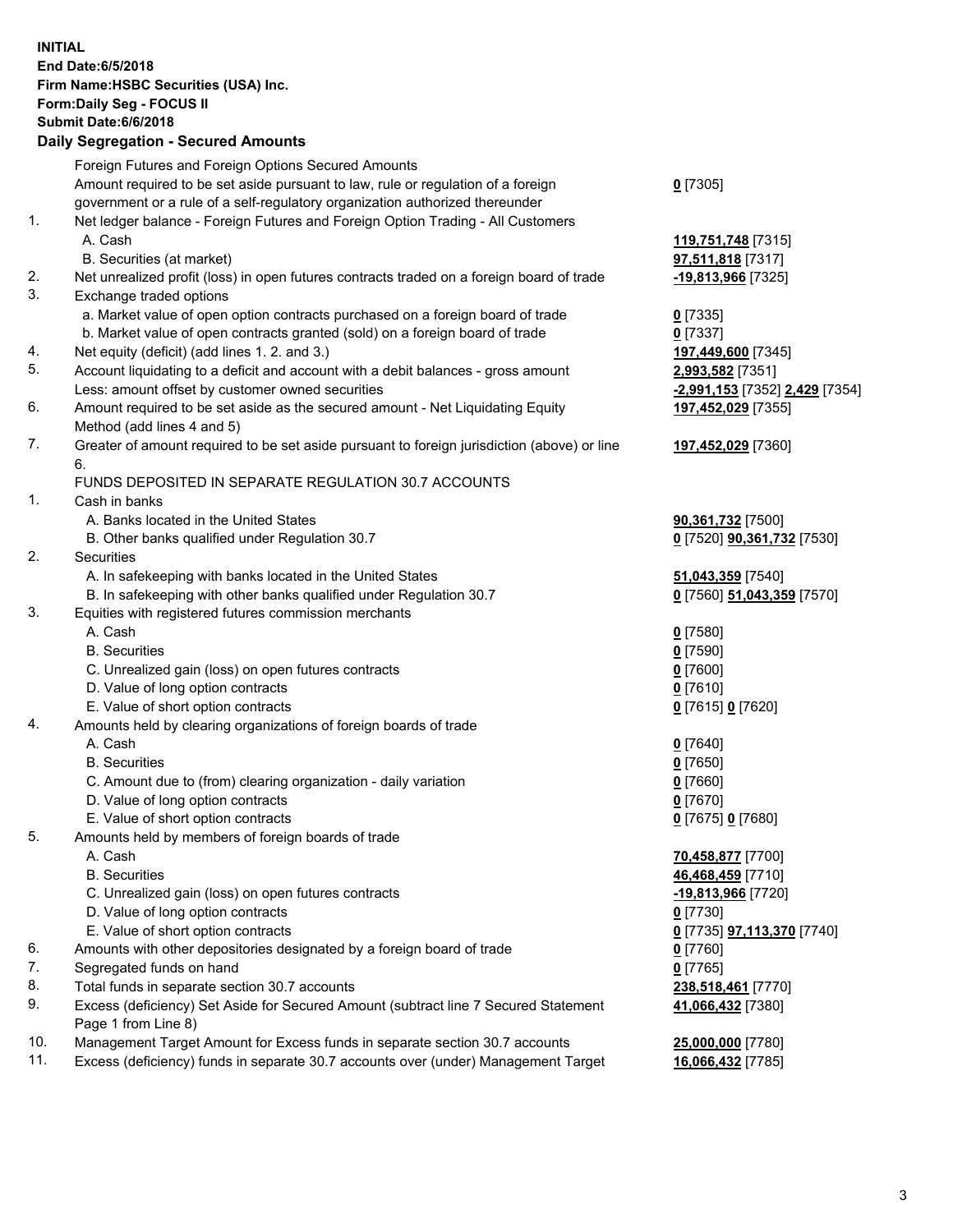**INITIAL**
**End Date:6/5/2018**
**Firm Name:HSBC Securities (USA) Inc.**
**Form:Daily Seg - FOCUS II**
**Submit Date:6/6/2018**

**Daily Segregation - Secured Amounts**

| | | |
|---|---|---|
| | Foreign Futures and Foreign Options Secured Amounts | |
| | Amount required to be set aside pursuant to law, rule or regulation of a foreign government or a rule of a self-regulatory organization authorized thereunder | **0** [7305] |
| 1. | Net ledger balance - Foreign Futures and Foreign Option Trading - All Customers | |
| | A. Cash | **119,751,748** [7315] |
| | B. Securities (at market) | **97,511,818** [7317] |
| 2. | Net unrealized profit (loss) in open futures contracts traded on a foreign board of trade | **-19,813,966** [7325] |
| 3. | Exchange traded options | |
| | a. Market value of open option contracts purchased on a foreign board of trade | **0** [7335] |
| | b. Market value of open contracts granted (sold) on a foreign board of trade | **0** [7337] |
| 4. | Net equity (deficit) (add lines 1. 2. and 3.) | **197,449,600** [7345] |
| 5. | Account liquidating to a deficit and account with a debit balances - gross amount | **2,993,582** [7351] |
| | Less: amount offset by customer owned securities | **-2,991,153** [7352] **2,429** [7354] |
| 6. | Amount required to be set aside as the secured amount - Net Liquidating Equity Method (add lines 4 and 5) | **197,452,029** [7355] |
| 7. | Greater of amount required to be set aside pursuant to foreign jurisdiction (above) or line 6. | **197,452,029** [7360] |
| | FUNDS DEPOSITED IN SEPARATE REGULATION 30.7 ACCOUNTS | |
| 1. | Cash in banks | |
| | A. Banks located in the United States | **90,361,732** [7500] |
| | B. Other banks qualified under Regulation 30.7 | **0** [7520] **90,361,732** [7530] |
| 2. | Securities | |
| | A. In safekeeping with banks located in the United States | **51,043,359** [7540] |
| | B. In safekeeping with other banks qualified under Regulation 30.7 | **0** [7560] **51,043,359** [7570] |
| 3. | Equities with registered futures commission merchants | |
| | A. Cash | **0** [7580] |
| | B. Securities | **0** [7590] |
| | C. Unrealized gain (loss) on open futures contracts | **0** [7600] |
| | D. Value of long option contracts | **0** [7610] |
| | E. Value of short option contracts | **0** [7615] **0** [7620] |
| 4. | Amounts held by clearing organizations of foreign boards of trade | |
| | A. Cash | **0** [7640] |
| | B. Securities | **0** [7650] |
| | C. Amount due to (from) clearing organization - daily variation | **0** [7660] |
| | D. Value of long option contracts | **0** [7670] |
| | E. Value of short option contracts | **0** [7675] **0** [7680] |
| 5. | Amounts held by members of foreign boards of trade | |
| | A. Cash | **70,458,877** [7700] |
| | B. Securities | **46,468,459** [7710] |
| | C. Unrealized gain (loss) on open futures contracts | **-19,813,966** [7720] |
| | D. Value of long option contracts | **0** [7730] |
| | E. Value of short option contracts | **0** [7735] **97,113,370** [7740] |
| 6. | Amounts with other depositories designated by a foreign board of trade | **0** [7760] |
| 7. | Segregated funds on hand | **0** [7765] |
| 8. | Total funds in separate section 30.7 accounts | **238,518,461** [7770] |
| 9. | Excess (deficiency) Set Aside for Secured Amount (subtract line 7 Secured Statement Page 1 from Line 8) | **41,066,432** [7380] |
| 10. | Management Target Amount for Excess funds in separate section 30.7 accounts | **25,000,000** [7780] |
| 11. | Excess (deficiency) funds in separate 30.7 accounts over (under) Management Target | **16,066,432** [7785] |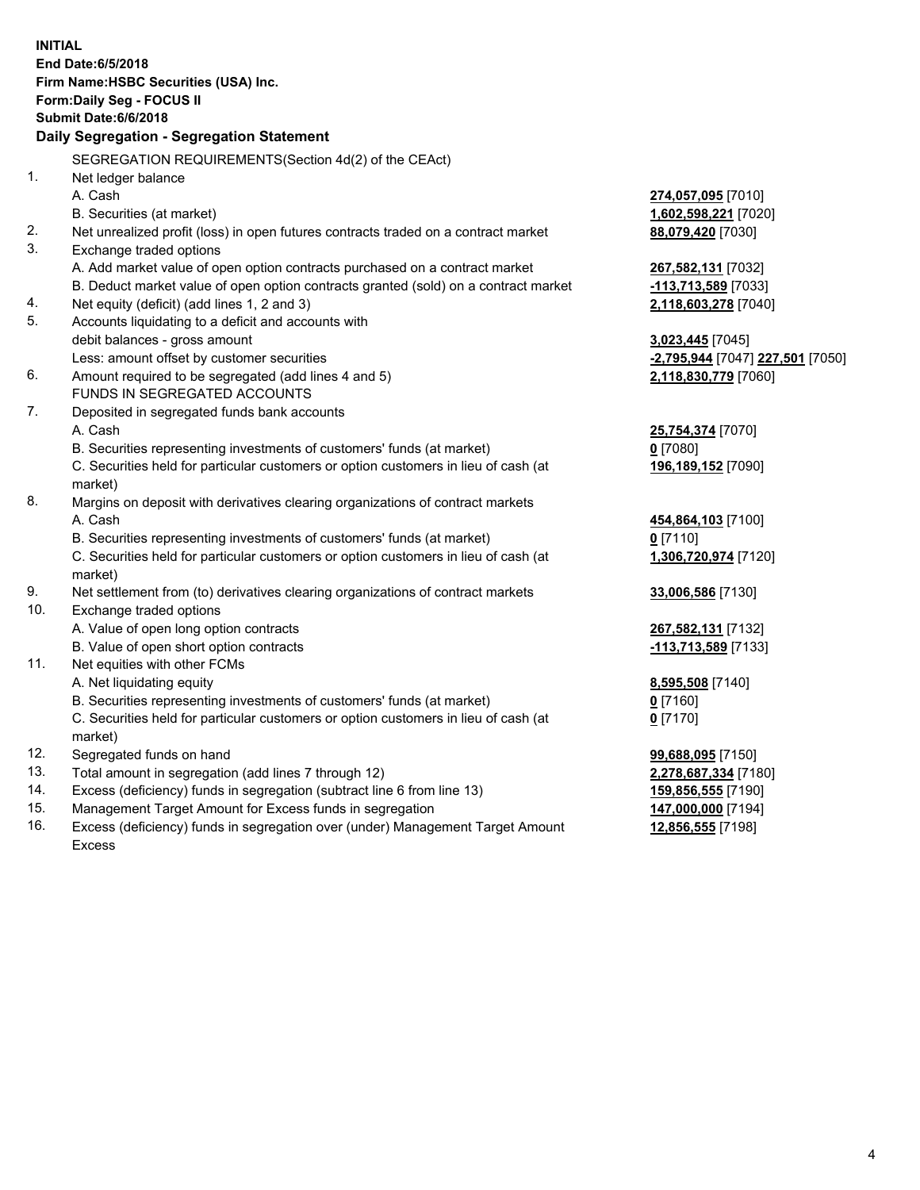**INITIAL**
**End Date:6/5/2018**
**Firm Name:HSBC Securities (USA) Inc.**
**Form:Daily Seg - FOCUS II**
**Submit Date:6/6/2018**

**Daily Segregation - Segregation Statement**

SEGREGATION REQUIREMENTS(Section 4d(2) of the CEAct)

| | | |
|---|---|---|
| 1. | Net ledger balance | |
| | A. Cash | **274,057,095** [7010] |
| | B. Securities (at market) | **1,602,598,221** [7020] |
| 2. | Net unrealized profit (loss) in open futures contracts traded on a contract market | **88,079,420** [7030] |
| 3. | Exchange traded options | |
| | A. Add market value of open option contracts purchased on a contract market | **267,582,131** [7032] |
| | B. Deduct market value of open option contracts granted (sold) on a contract market | **-113,713,589** [7033] |
| 4. | Net equity (deficit) (add lines 1, 2 and 3) | **2,118,603,278** [7040] |
| 5. | Accounts liquidating to a deficit and accounts with debit balances - gross amount | **3,023,445** [7045] |
| | Less: amount offset by customer securities | **-2,795,944** [7047] **227,501** [7050] |
| 6. | Amount required to be segregated (add lines 4 and 5) | **2,118,830,779** [7060] |
| | FUNDS IN SEGREGATED ACCOUNTS | |
| 7. | Deposited in segregated funds bank accounts | |
| | A. Cash | **25,754,374** [7070] |
| | B. Securities representing investments of customers' funds (at market) | **0** [7080] |
| | C. Securities held for particular customers or option customers in lieu of cash (at market) | **196,189,152** [7090] |
| 8. | Margins on deposit with derivatives clearing organizations of contract markets | |
| | A. Cash | **454,864,103** [7100] |
| | B. Securities representing investments of customers' funds (at market) | **0** [7110] |
| | C. Securities held for particular customers or option customers in lieu of cash (at market) | **1,306,720,974** [7120] |
| 9. | Net settlement from (to) derivatives clearing organizations of contract markets | **33,006,586** [7130] |
| 10. | Exchange traded options | |
| | A. Value of open long option contracts | **267,582,131** [7132] |
| | B. Value of open short option contracts | **-113,713,589** [7133] |
| 11. | Net equities with other FCMs | |
| | A. Net liquidating equity | **8,595,508** [7140] |
| | B. Securities representing investments of customers' funds (at market) | **0** [7160] |
| | C. Securities held for particular customers or option customers in lieu of cash (at market) | **0** [7170] |
| 12. | Segregated funds on hand | **99,688,095** [7150] |
| 13. | Total amount in segregation (add lines 7 through 12) | **2,278,687,334** [7180] |
| 14. | Excess (deficiency) funds in segregation (subtract line 6 from line 13) | **159,856,555** [7190] |
| 15. | Management Target Amount for Excess funds in segregation | **147,000,000** [7194] |
| 16. | Excess (deficiency) funds in segregation over (under) Management Target Amount Excess | **12,856,555** [7198] |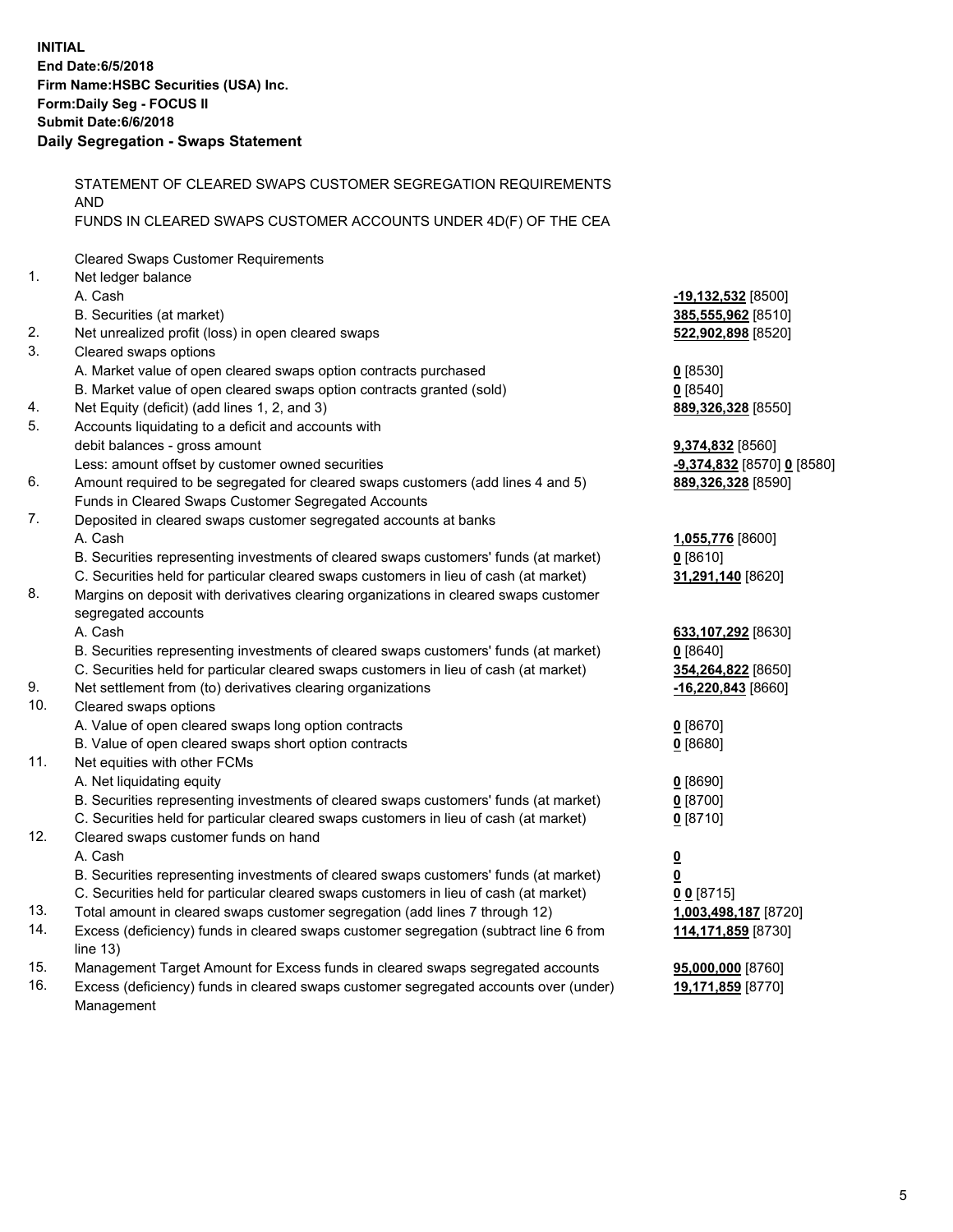**INITIAL**
**End Date:6/5/2018**
**Firm Name:HSBC Securities (USA) Inc.**
**Form:Daily Seg - FOCUS II**
**Submit Date:6/6/2018**
**Daily Segregation - Swaps Statement**

STATEMENT OF CLEARED SWAPS CUSTOMER SEGREGATION REQUIREMENTS AND FUNDS IN CLEARED SWAPS CUSTOMER ACCOUNTS UNDER 4D(F) OF THE CEA

| | | |
|---|---|---|
| | Cleared Swaps Customer Requirements | |
| 1. | Net ledger balance | |
| | A. Cash | **-19,132,532** [8500] |
| | B. Securities (at market) | **385,555,962** [8510] |
| 2. | Net unrealized profit (loss) in open cleared swaps | **522,902,898** [8520] |
| 3. | Cleared swaps options | |
| | A. Market value of open cleared swaps option contracts purchased | **0** [8530] |
| | B. Market value of open cleared swaps option contracts granted (sold) | **0** [8540] |
| 4. | Net Equity (deficit) (add lines 1, 2, and 3) | **889,326,328** [8550] |
| 5. | Accounts liquidating to a deficit and accounts with debit balances - gross amount | **9,374,832** [8560] |
| | Less: amount offset by customer owned securities | **-9,374,832** [8570] **0** [8580] |
| 6. | Amount required to be segregated for cleared swaps customers (add lines 4 and 5) | **889,326,328** [8590] |
| | Funds in Cleared Swaps Customer Segregated Accounts | |
| 7. | Deposited in cleared swaps customer segregated accounts at banks | |
| | A. Cash | **1,055,776** [8600] |
| | B. Securities representing investments of cleared swaps customers' funds (at market) | **0** [8610] |
| | C. Securities held for particular cleared swaps customers in lieu of cash (at market) | **31,291,140** [8620] |
| 8. | Margins on deposit with derivatives clearing organizations in cleared swaps customer segregated accounts | |
| | A. Cash | **633,107,292** [8630] |
| | B. Securities representing investments of cleared swaps customers' funds (at market) | **0** [8640] |
| | C. Securities held for particular cleared swaps customers in lieu of cash (at market) | **354,264,822** [8650] |
| 9. | Net settlement from (to) derivatives clearing organizations | **-16,220,843** [8660] |
| 10. | Cleared swaps options | |
| | A. Value of open cleared swaps long option contracts | **0** [8670] |
| | B. Value of open cleared swaps short option contracts | **0** [8680] |
| 11. | Net equities with other FCMs | |
| | A. Net liquidating equity | **0** [8690] |
| | B. Securities representing investments of cleared swaps customers' funds (at market) | **0** [8700] |
| | C. Securities held for particular cleared swaps customers in lieu of cash (at market) | **0** [8710] |
| 12. | Cleared swaps customer funds on hand | |
| | A. Cash | **0** |
| | B. Securities representing investments of cleared swaps customers' funds (at market) | **0** |
| | C. Securities held for particular cleared swaps customers in lieu of cash (at market) | **0** **0** [8715] |
| 13. | Total amount in cleared swaps customer segregation (add lines 7 through 12) | **1,003,498,187** [8720] |
| 14. | Excess (deficiency) funds in cleared swaps customer segregation (subtract line 6 from line 13) | **114,171,859** [8730] |
| 15. | Management Target Amount for Excess funds in cleared swaps segregated accounts | **95,000,000** [8760] |
| 16. | Excess (deficiency) funds in cleared swaps customer segregated accounts over (under) Management | **19,171,859** [8770] |